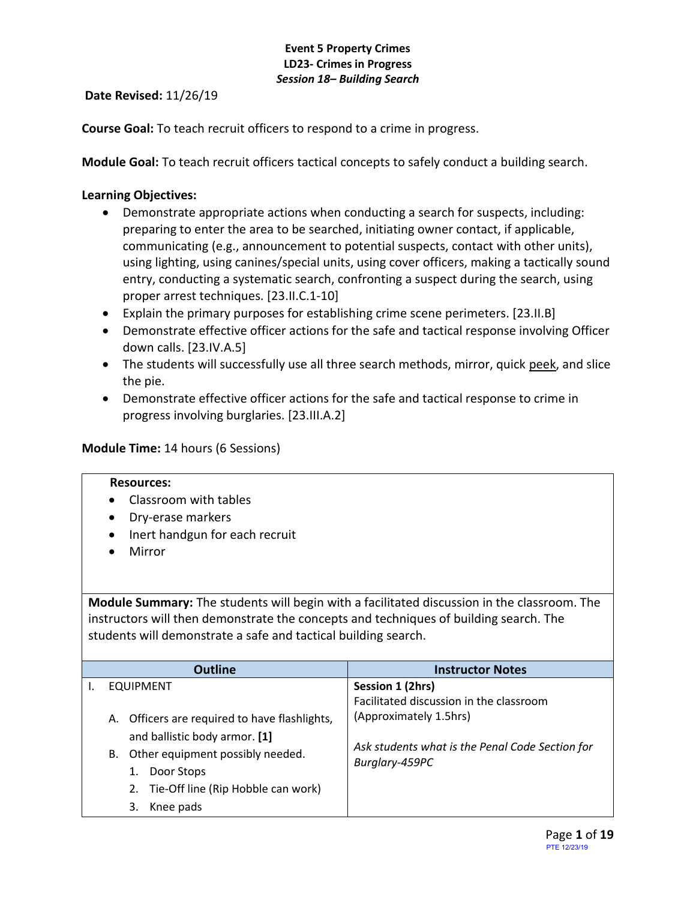**Event 5 Property Crimes**
**LD23- Crimes in Progress**
***Session 18– Building Search***

**Date Revised:** 11/26/19

**Course Goal:** To teach recruit officers to respond to a crime in progress.

**Module Goal:** To teach recruit officers tactical concepts to safely conduct a building search.

**Learning Objectives:**

- Demonstrate appropriate actions when conducting a search for suspects, including: preparing to enter the area to be searched, initiating owner contact, if applicable, communicating (e.g., announcement to potential suspects, contact with other units), using lighting, using canines/special units, using cover officers, making a tactically sound entry, conducting a systematic search, confronting a suspect during the search, using proper arrest techniques. [23.II.C.1-10]
- Explain the primary purposes for establishing crime scene perimeters. [23.II.B]
- Demonstrate effective officer actions for the safe and tactical response involving Officer down calls. [23.IV.A.5]
- The students will successfully use all three search methods, mirror, quick peek, and slice the pie.
- Demonstrate effective officer actions for the safe and tactical response to crime in progress involving burglaries. [23.III.A.2]

**Module Time:** 14 hours (6 Sessions)

**Resources:**

- Classroom with tables
- Dry-erase markers
- Inert handgun for each recruit
- Mirror

**Module Summary:** The students will begin with a facilitated discussion in the classroom. The instructors will then demonstrate the concepts and techniques of building search. The students will demonstrate a safe and tactical building search.

| Outline | Instructor Notes |
|---|---|
| I. EQUIPMENT<br><br>A. Officers are required to have flashlights, and ballistic body armor. **[1]**<br>B. Other equipment possibly needed.<br>1. Door Stops<br>2. Tie-Off line (Rip Hobble can work)<br>3. Knee pads | **Session 1 (2hrs)**<br>Facilitated discussion in the classroom (Approximately 1.5hrs)<br><br>*Ask students what is the Penal Code Section for Burglary-459PC* |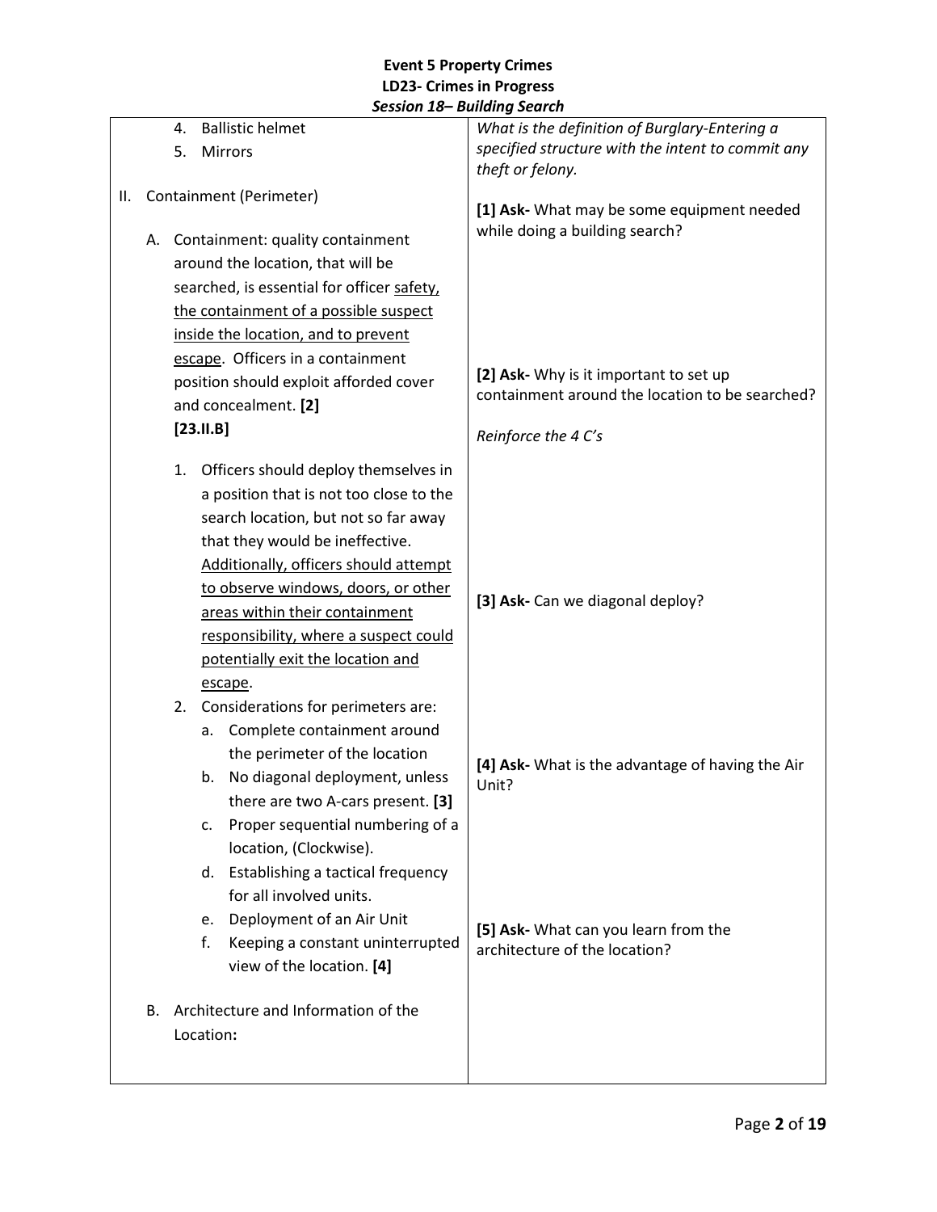**Event 5 Property Crimes**
**LD23- Crimes in Progress**
***Session 18– Building Search***

| | |
|---|---|
| 4. Ballistic helmet<br>5. Mirrors<br><br>II. Containment (Perimeter)<br><br>A. Containment: quality containment around the location, that will be searched, is essential for officer <u>safety, the containment of a possible suspect inside the location, and to prevent escape</u>. Officers in a containment position should exploit afforded cover and concealment. **[2]**<br>**[23.II.B]**<br><br>1. Officers should deploy themselves in a position that is not too close to the search location, but not so far away that they would be ineffective. <u>Additionally, officers should attempt to observe windows, doors, or other areas within their containment responsibility, where a suspect could potentially exit the location and escape</u>.<br>2. Considerations for perimeters are:<br>a. Complete containment around the perimeter of the location<br>b. No diagonal deployment, unless there are two A-cars present. **[3]**<br>c. Proper sequential numbering of a location, (Clockwise).<br>d. Establishing a tactical frequency for all involved units.<br>e. Deployment of an Air Unit<br>f. Keeping a constant uninterrupted view of the location. **[4]**<br><br>B. Architecture and Information of the Location**:** | *What is the definition of Burglary-Entering a specified structure with the intent to commit any theft or felony.*<br><br>**[1] Ask-** What may be some equipment needed while doing a building search?<br><br>**[2] Ask-** Why is it important to set up containment around the location to be searched?<br><br>*Reinforce the 4 C's*<br><br>**[3] Ask-** Can we diagonal deploy?<br><br>**[4] Ask-** What is the advantage of having the Air Unit?<br><br>**[5] Ask-** What can you learn from the architecture of the location? |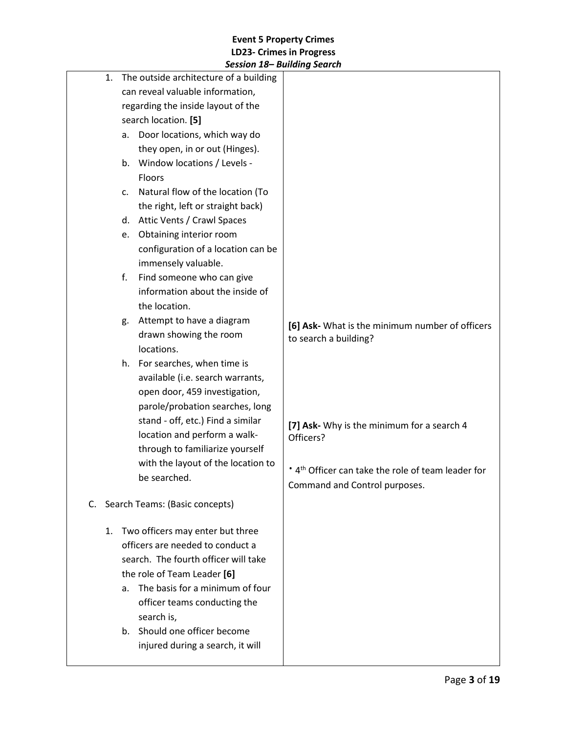| | |
|---|---|
| 1. The outside architecture of a building can reveal valuable information, regarding the inside layout of the search location. **[5]**<br>a. Door locations, which way do they open, in or out (Hinges).<br>b. Window locations / Levels - Floors<br>c. Natural flow of the location (To the right, left or straight back)<br>d. Attic Vents / Crawl Spaces<br>e. Obtaining interior room configuration of a location can be immensely valuable.<br>f. Find someone who can give information about the inside of the location.<br>g. Attempt to have a diagram drawn showing the room locations.<br>h. For searches, when time is available (i.e. search warrants, open door, 459 investigation, parole/probation searches, long stand - off, etc.) Find a similar location and perform a walk-through to familiarize yourself with the layout of the location to be searched.<br><br>C. Search Teams: (Basic concepts)<br><br>1. Two officers may enter but three officers are needed to conduct a search. The fourth officer will take the role of Team Leader **[6]**<br>a. The basis for a minimum of four officer teams conducting the search is,<br>b. Should one officer become injured during a search, it will | **[6] Ask-** What is the minimum number of officers to search a building?<br><br>**[7] Ask-** Why is the minimum for a search 4 Officers?<br><br>• 4th Officer can take the role of team leader for Command and Control purposes. |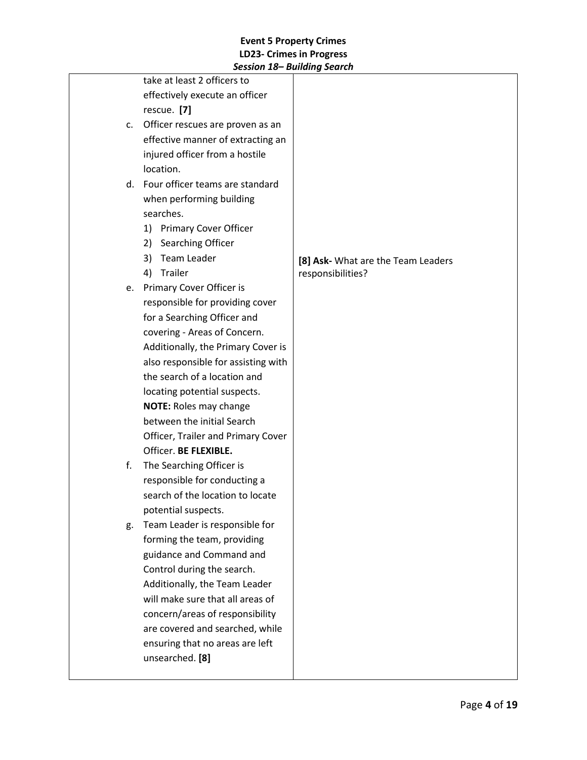| | |
|---|---|
| take at least 2 officers to effectively execute an officer rescue. **[7]**<br>c. Officer rescues are proven as an effective manner of extracting an injured officer from a hostile location.<br>d. Four officer teams are standard when performing building searches.<br>1) Primary Cover Officer<br>2) Searching Officer<br>3) Team Leader<br>4) Trailer<br>e. Primary Cover Officer is responsible for providing cover for a Searching Officer and covering - Areas of Concern. Additionally, the Primary Cover is also responsible for assisting with the search of a location and locating potential suspects. **NOTE:** Roles may change between the initial Search Officer, Trailer and Primary Cover Officer. **BE FLEXIBLE.**<br>f. The Searching Officer is responsible for conducting a search of the location to locate potential suspects.<br>g. Team Leader is responsible for forming the team, providing guidance and Command and Control during the search. Additionally, the Team Leader will make sure that all areas of concern/areas of responsibility are covered and searched, while ensuring that no areas are left unsearched. **[8]** | **[8] Ask-** What are the Team Leaders responsibilities? |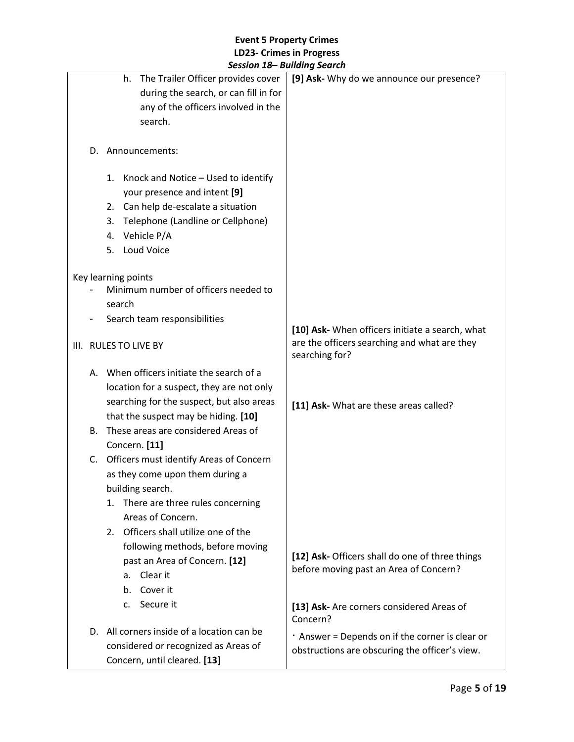| | |
|---|---|
| h. The Trailer Officer provides cover during the search, or can fill in for any of the officers involved in the search.<br><br>D. Announcements:<br><br>1. Knock and Notice – Used to identify your presence and intent **[9]**<br>2. Can help de-escalate a situation<br>3. Telephone (Landline or Cellphone)<br>4. Vehicle P/A<br>5. Loud Voice<br><br>Key learning points<br>- Minimum number of officers needed to search<br>- Search team responsibilities<br><br>III. RULES TO LIVE BY<br><br>A. When officers initiate the search of a location for a suspect, they are not only searching for the suspect, but also areas that the suspect may be hiding. **[10]**<br>B. These areas are considered Areas of Concern. **[11]**<br>C. Officers must identify Areas of Concern as they come upon them during a building search.<br>1. There are three rules concerning Areas of Concern.<br>2. Officers shall utilize one of the following methods, before moving past an Area of Concern. **[12]**<br>a. Clear it<br>b. Cover it<br>c. Secure it<br><br>D. All corners inside of a location can be considered or recognized as Areas of Concern, until cleared. **[13]** | **[9] Ask-** Why do we announce our presence?<br><br>**[10] Ask-** When officers initiate a search, what are the officers searching and what are they searching for?<br><br>**[11] Ask-** What are these areas called?<br><br>**[12] Ask-** Officers shall do one of three things before moving past an Area of Concern?<br><br>**[13] Ask-** Are corners considered Areas of Concern?<br><br>· Answer = Depends on if the corner is clear or obstructions are obscuring the officer's view. |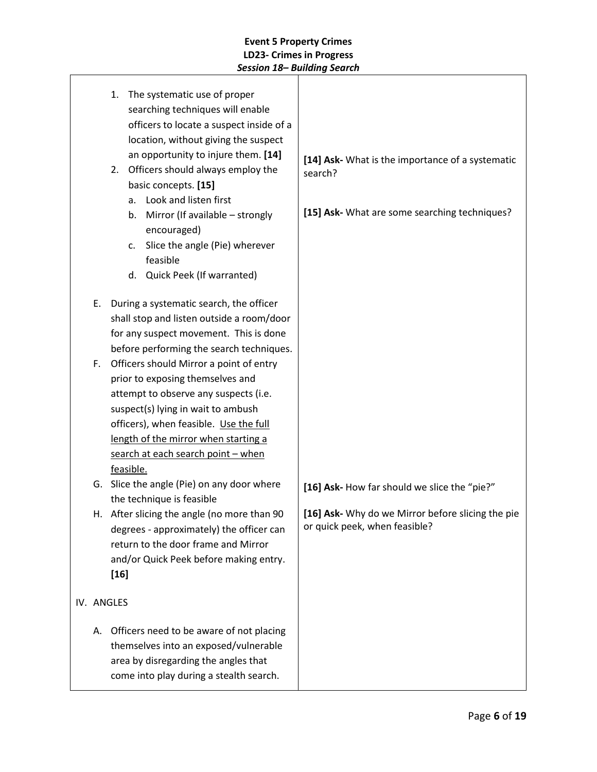| | |
|---|---|
| 1. The systematic use of proper searching techniques will enable officers to locate a suspect inside of a location, without giving the suspect an opportunity to injure them. **[14]** | **[14] Ask-** What is the importance of a systematic search? |
| 2. Officers should always employ the basic concepts. **[15]**<br>a. Look and listen first<br>b. Mirror (If available – strongly encouraged)<br>c. Slice the angle (Pie) wherever feasible<br>d. Quick Peek (If warranted) | **[15] Ask-** What are some searching techniques? |
| E. During a systematic search, the officer shall stop and listen outside a room/door for any suspect movement. This is done before performing the search techniques. | |
| F. Officers should Mirror a point of entry prior to exposing themselves and attempt to observe any suspects (i.e. suspect(s) lying in wait to ambush officers), when feasible. <u>Use the full length of the mirror when starting a search at each search point – when feasible.</u> | |
| G. Slice the angle (Pie) on any door where the technique is feasible | **[16] Ask-** How far should we slice the "pie?" |
| H. After slicing the angle (no more than 90 degrees - approximately) the officer can return to the door frame and Mirror and/or Quick Peek before making entry. **[16]** | **[16] Ask-** Why do we Mirror before slicing the pie or quick peek, when feasible? |
| IV. ANGLES | |
| A. Officers need to be aware of not placing themselves into an exposed/vulnerable area by disregarding the angles that come into play during a stealth search. | |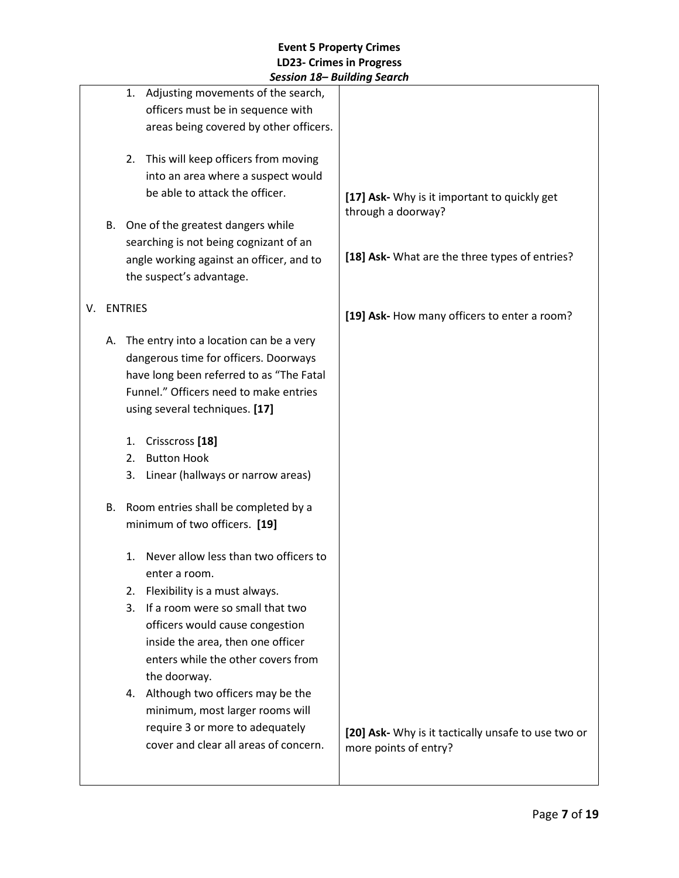| | |
|---|---|
| 1. Adjusting movements of the search, officers must be in sequence with areas being covered by other officers.<br><br>2. This will keep officers from moving into an area where a suspect would be able to attack the officer.<br><br>B. One of the greatest dangers while searching is not being cognizant of an angle working against an officer, and to the suspect's advantage.<br><br>V. ENTRIES<br><br>A. The entry into a location can be a very dangerous time for officers. Doorways have long been referred to as "The Fatal Funnel." Officers need to make entries using several techniques. **[17]**<br><br>1. Crisscross **[18]**<br>2. Button Hook<br>3. Linear (hallways or narrow areas)<br><br>B. Room entries shall be completed by a minimum of two officers. **[19]**<br><br>1. Never allow less than two officers to enter a room.<br>2. Flexibility is a must always.<br>3. If a room were so small that two officers would cause congestion inside the area, then one officer enters while the other covers from the doorway.<br>4. Although two officers may be the minimum, most larger rooms will require 3 or more to adequately cover and clear all areas of concern. | **[17] Ask-** Why is it important to quickly get through a doorway?<br><br>**[18] Ask-** What are the three types of entries?<br><br>**[19] Ask-** How many officers to enter a room?<br><br>**[20] Ask-** Why is it tactically unsafe to use two or more points of entry? |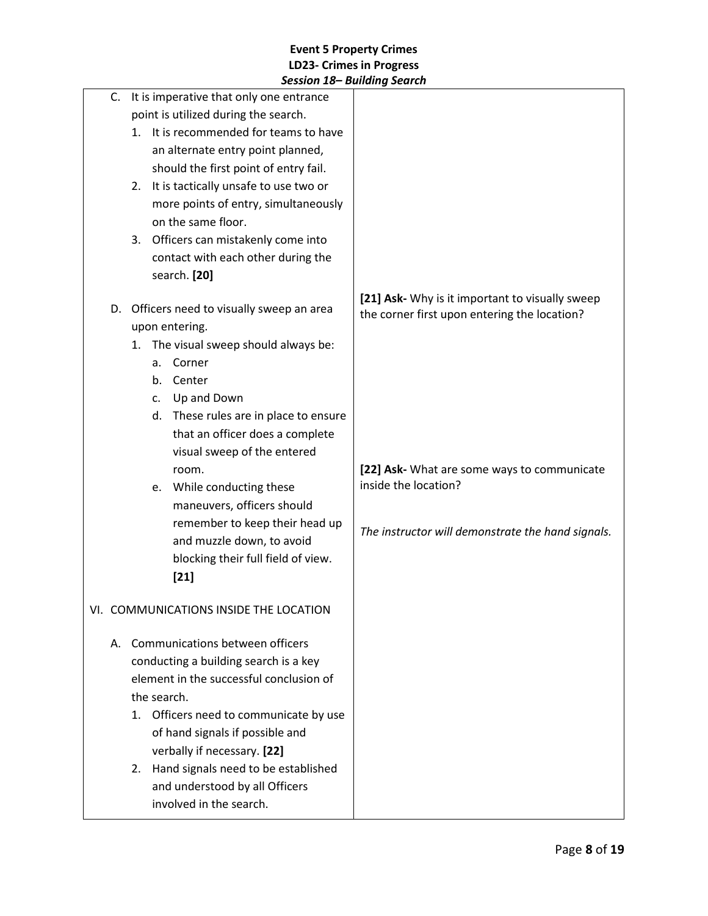| | |
|---|---|
| C. It is imperative that only one entrance point is utilized during the search.<br>1. It is recommended for teams to have an alternate entry point planned, should the first point of entry fail.<br>2. It is tactically unsafe to use two or more points of entry, simultaneously on the same floor.<br>3. Officers can mistakenly come into contact with each other during the search. **[20]** | |
| D. Officers need to visually sweep an area upon entering.<br>1. The visual sweep should always be:<br>a. Corner<br>b. Center<br>c. Up and Down<br>d. These rules are in place to ensure that an officer does a complete visual sweep of the entered room.<br>e. While conducting these maneuvers, officers should remember to keep their head up and muzzle down, to avoid blocking their full field of view. **[21]** | **[21] Ask-** Why is it important to visually sweep the corner first upon entering the location?<br><br>**[22] Ask-** What are some ways to communicate inside the location?<br><br>*The instructor will demonstrate the hand signals.* |
| VI. COMMUNICATIONS INSIDE THE LOCATION<br><br>A. Communications between officers conducting a building search is a key element in the successful conclusion of the search.<br>1. Officers need to communicate by use of hand signals if possible and verbally if necessary. **[22]**<br>2. Hand signals need to be established and understood by all Officers involved in the search. | |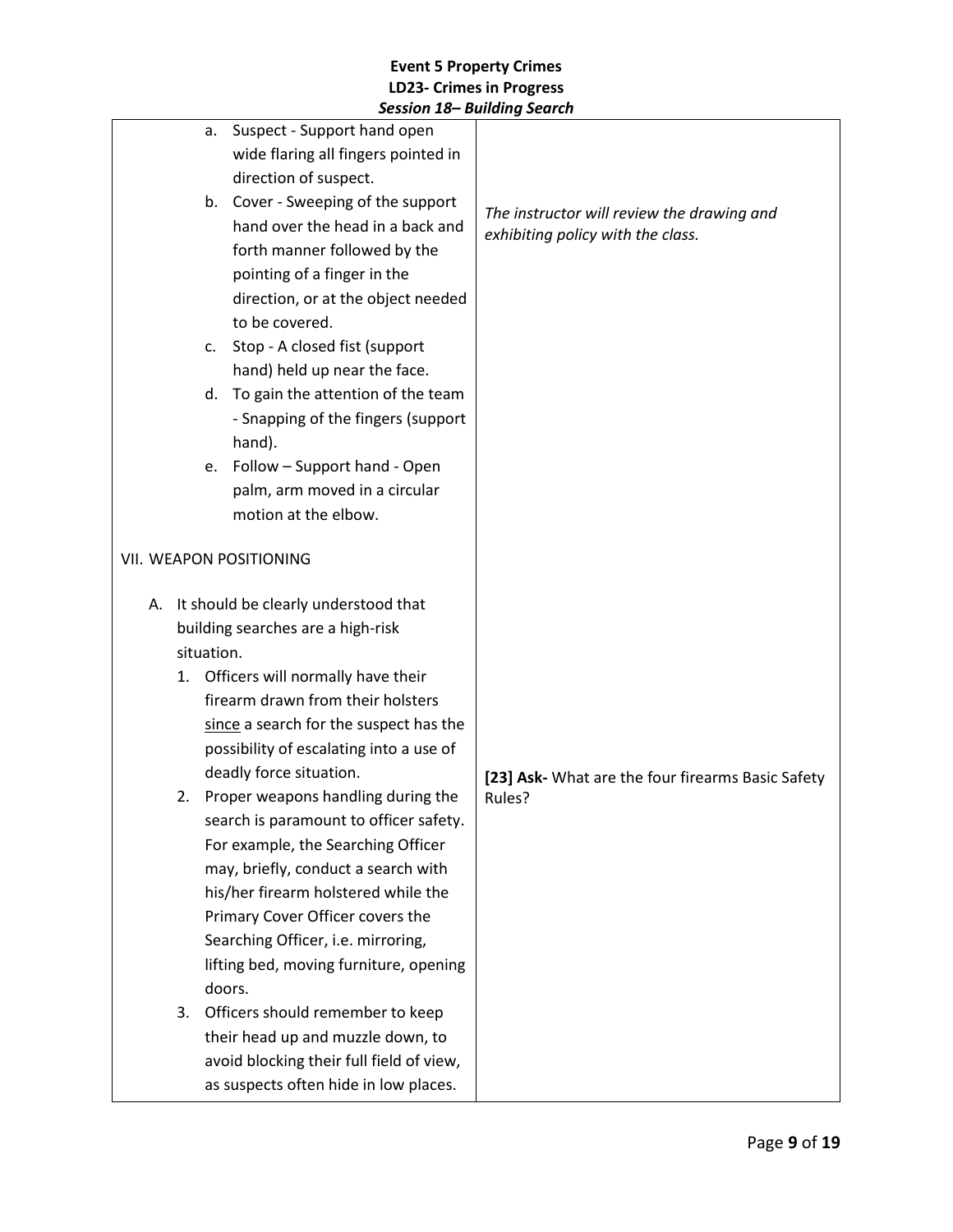| | |
|---|---|
| a. Suspect - Support hand open wide flaring all fingers pointed in direction of suspect.<br>b. Cover - Sweeping of the support hand over the head in a back and forth manner followed by the pointing of a finger in the direction, or at the object needed to be covered.<br>c. Stop - A closed fist (support hand) held up near the face.<br>d. To gain the attention of the team - Snapping of the fingers (support hand).<br>e. Follow – Support hand - Open palm, arm moved in a circular motion at the elbow. | *The instructor will review the drawing and exhibiting policy with the class.* |
| VII. WEAPON POSITIONING<br><br>A. It should be clearly understood that building searches are a high-risk situation.<br>1. Officers will normally have their firearm drawn from their holsters <u>since</u> a search for the suspect has the possibility of escalating into a use of deadly force situation.<br>2. Proper weapons handling during the search is paramount to officer safety. For example, the Searching Officer may, briefly, conduct a search with his/her firearm holstered while the Primary Cover Officer covers the Searching Officer, i.e. mirroring, lifting bed, moving furniture, opening doors.<br>3. Officers should remember to keep their head up and muzzle down, to avoid blocking their full field of view, as suspects often hide in low places. | **[23] Ask-** What are the four firearms Basic Safety Rules? |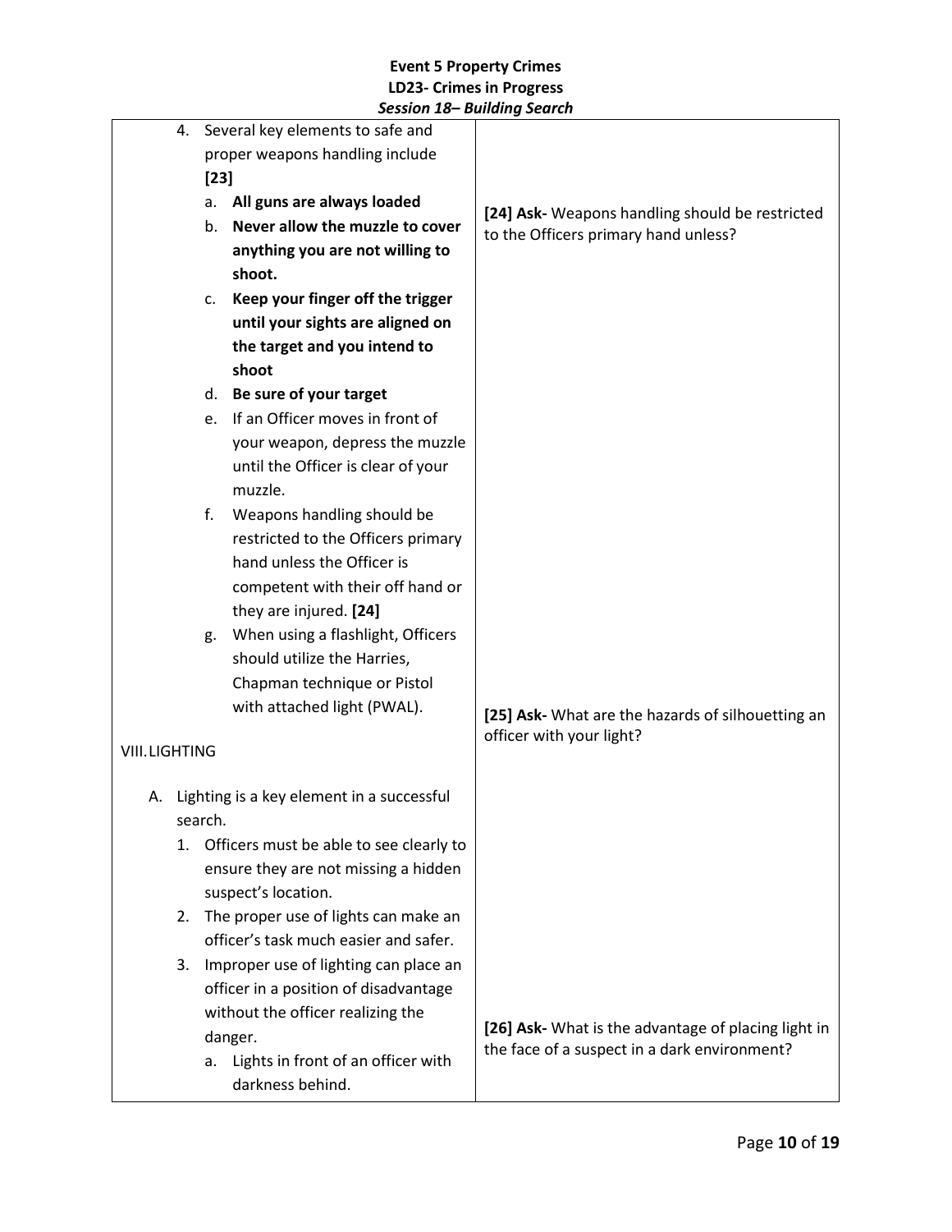| | |
|---|---|
| 4. Several key elements to safe and proper weapons handling include **[23]**<br>a. **All guns are always loaded**<br>b. **Never allow the muzzle to cover anything you are not willing to shoot.**<br>c. **Keep your finger off the trigger until your sights are aligned on the target and you intend to shoot**<br>d. **Be sure of your target**<br>e. If an Officer moves in front of your weapon, depress the muzzle until the Officer is clear of your muzzle.<br>f. Weapons handling should be restricted to the Officers primary hand unless the Officer is competent with their off hand or they are injured. **[24]**<br>g. When using a flashlight, Officers should utilize the Harries, Chapman technique or Pistol with attached light (PWAL). | **[24] Ask-** Weapons handling should be restricted to the Officers primary hand unless? |
| VIII. LIGHTING<br><br>A. Lighting is a key element in a successful search.<br>1. Officers must be able to see clearly to ensure they are not missing a hidden suspect's location.<br>2. The proper use of lights can make an officer's task much easier and safer.<br>3. Improper use of lighting can place an officer in a position of disadvantage without the officer realizing the danger.<br>a. Lights in front of an officer with darkness behind. | **[25] Ask-** What are the hazards of silhouetting an officer with your light?<br><br>**[26] Ask-** What is the advantage of placing light in the face of a suspect in a dark environment? |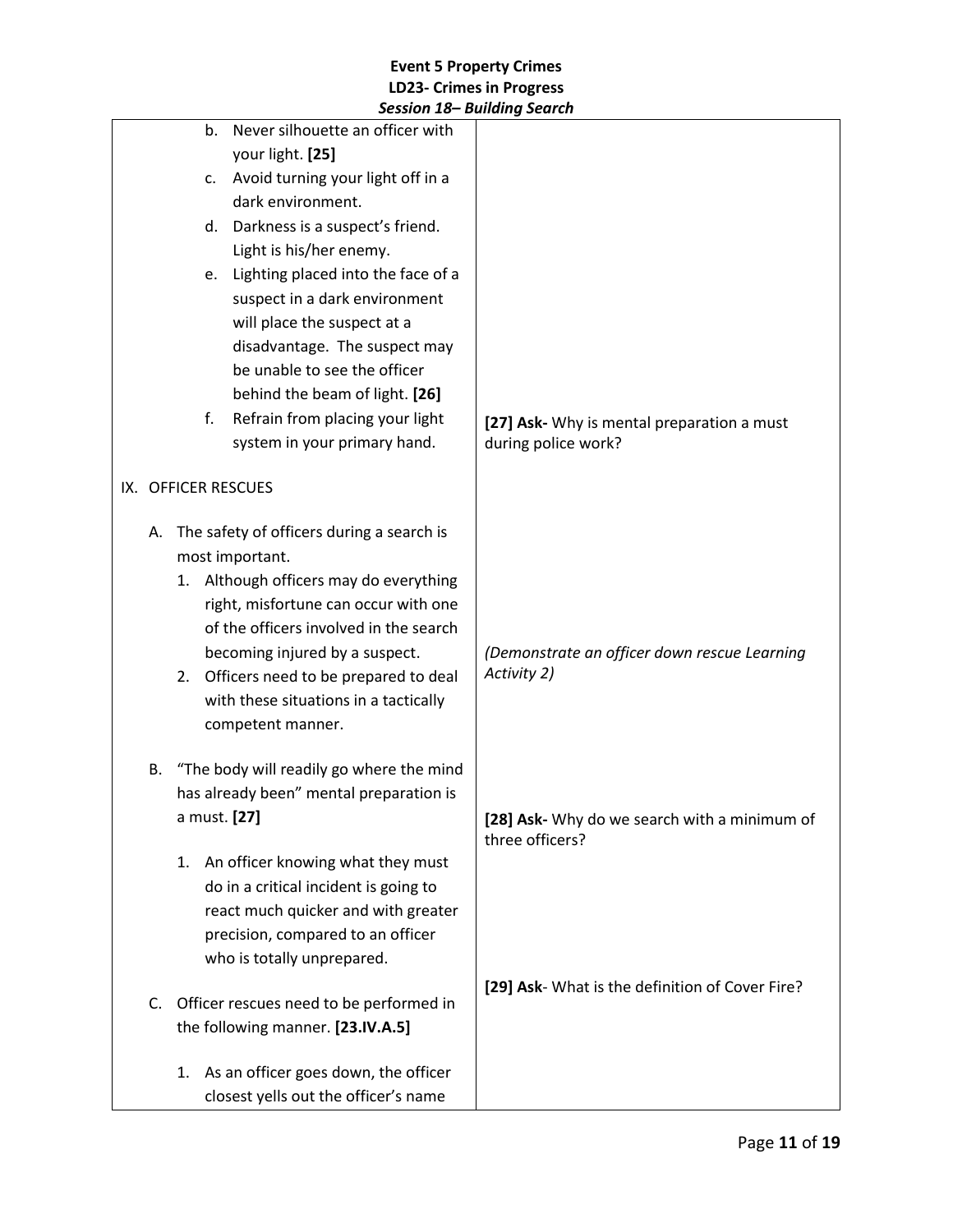| | |
|---|---|
| b. Never silhouette an officer with your light. **[25]**<br>c. Avoid turning your light off in a dark environment.<br>d. Darkness is a suspect's friend. Light is his/her enemy.<br>e. Lighting placed into the face of a suspect in a dark environment will place the suspect at a disadvantage. The suspect may be unable to see the officer behind the beam of light. **[26]**<br>f. Refrain from placing your light system in your primary hand. | **[27] Ask-** Why is mental preparation a must during police work? |
| IX. OFFICER RESCUES<br><br>A. The safety of officers during a search is most important.<br>1. Although officers may do everything right, misfortune can occur with one of the officers involved in the search becoming injured by a suspect.<br>2. Officers need to be prepared to deal with these situations in a tactically competent manner. | *(Demonstrate an officer down rescue Learning Activity 2)* |
| B. "The body will readily go where the mind has already been" mental preparation is a must. **[27]**<br><br>1. An officer knowing what they must do in a critical incident is going to react much quicker and with greater precision, compared to an officer who is totally unprepared. | **[28] Ask-** Why do we search with a minimum of three officers? |
| C. Officer rescues need to be performed in the following manner. **[23.IV.A.5]**<br><br>1. As an officer goes down, the officer closest yells out the officer's name | **[29] Ask**- What is the definition of Cover Fire? |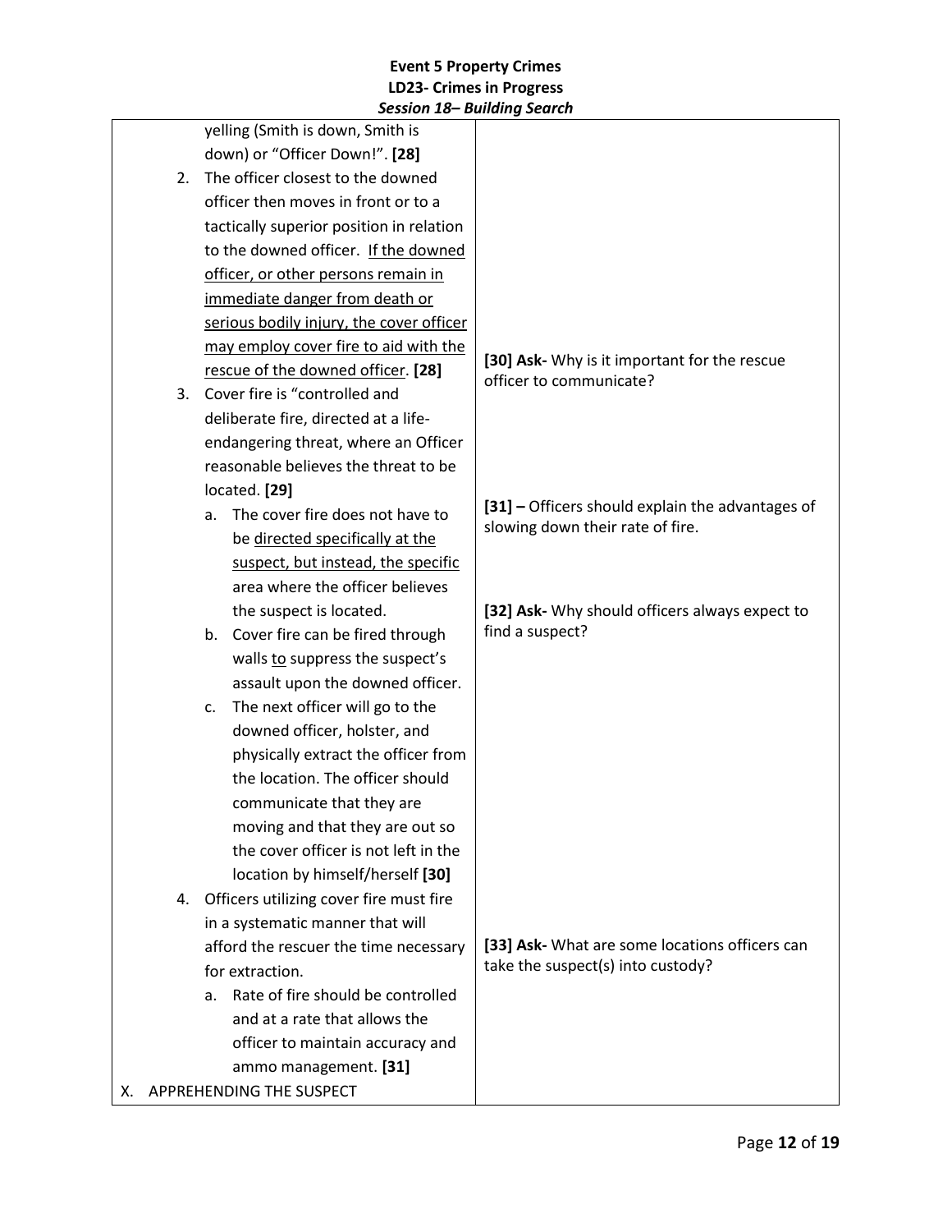| | |
|---|---|
| yelling (Smith is down, Smith is down) or "Officer Down!". **[28]**<br>2. The officer closest to the downed officer then moves in front or to a tactically superior position in relation to the downed officer. <u>If the downed officer, or other persons remain in immediate danger from death or serious bodily injury, the cover officer may employ cover fire to aid with the rescue of the downed officer</u>. **[28]**<br>3. Cover fire is "controlled and deliberate fire, directed at a life-endangering threat, where an Officer reasonable believes the threat to be located. **[29]**<br>&nbsp;&nbsp;&nbsp;a. The cover fire does not have to be <u>directed specifically at the suspect, but instead, the specific</u> area where the officer believes the suspect is located.<br>&nbsp;&nbsp;&nbsp;b. Cover fire can be fired through walls <u>to</u> suppress the suspect's assault upon the downed officer.<br>&nbsp;&nbsp;&nbsp;c. The next officer will go to the downed officer, holster, and physically extract the officer from the location. The officer should communicate that they are moving and that they are out so the cover officer is not left in the location by himself/herself **[30]**<br>4. Officers utilizing cover fire must fire in a systematic manner that will afford the rescuer the time necessary for extraction.<br>&nbsp;&nbsp;&nbsp;a. Rate of fire should be controlled and at a rate that allows the officer to maintain accuracy and ammo management. **[31]**<br>X. APPREHENDING THE SUSPECT | **[30] Ask-** Why is it important for the rescue officer to communicate?<br><br>**[31] –** Officers should explain the advantages of slowing down their rate of fire.<br><br>**[32] Ask-** Why should officers always expect to find a suspect?<br><br>**[33] Ask-** What are some locations officers can take the suspect(s) into custody? |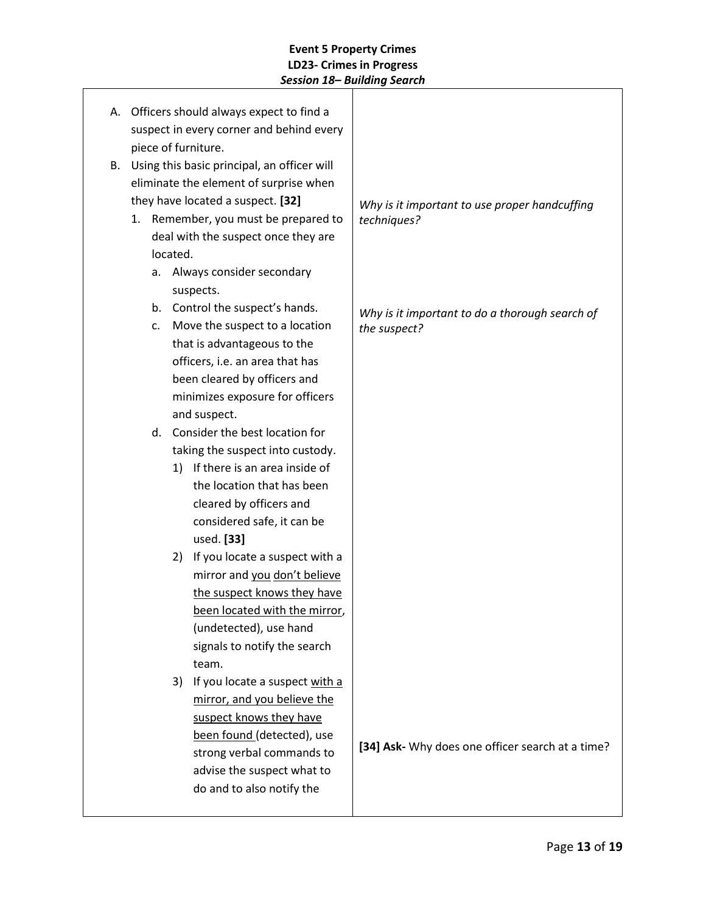**Event 5 Property Crimes**
**LD23- Crimes in Progress**
***Session 18– Building Search***

| | |
|---|---|
| A. Officers should always expect to find a suspect in every corner and behind every piece of furniture.<br>B. Using this basic principal, an officer will eliminate the element of surprise when they have located a suspect. **[32]**<br>&nbsp;&nbsp;1. Remember, you must be prepared to deal with the suspect once they are located.<br>&nbsp;&nbsp;&nbsp;&nbsp;a. Always consider secondary suspects.<br>&nbsp;&nbsp;&nbsp;&nbsp;b. Control the suspect's hands.<br>&nbsp;&nbsp;&nbsp;&nbsp;c. Move the suspect to a location that is advantageous to the officers, i.e. an area that has been cleared by officers and minimizes exposure for officers and suspect.<br>&nbsp;&nbsp;&nbsp;&nbsp;d. Consider the best location for taking the suspect into custody.<br>&nbsp;&nbsp;&nbsp;&nbsp;&nbsp;&nbsp;1) If there is an area inside of the location that has been cleared by officers and considered safe, it can be used. **[33]**<br>&nbsp;&nbsp;&nbsp;&nbsp;&nbsp;&nbsp;2) If you locate a suspect with a mirror and <u>you don't believe the suspect knows they have been located with the mirror</u>, (undetected), use hand signals to notify the search team.<br>&nbsp;&nbsp;&nbsp;&nbsp;&nbsp;&nbsp;3) If you locate a suspect <u>with a mirror, and you believe the suspect knows they have been found</u> (detected), use strong verbal commands to advise the suspect what to do and to also notify the | *Why is it important to use proper handcuffing techniques?*<br><br>*Why is it important to do a thorough search of the suspect?*<br><br>**[34] Ask-** Why does one officer search at a time? |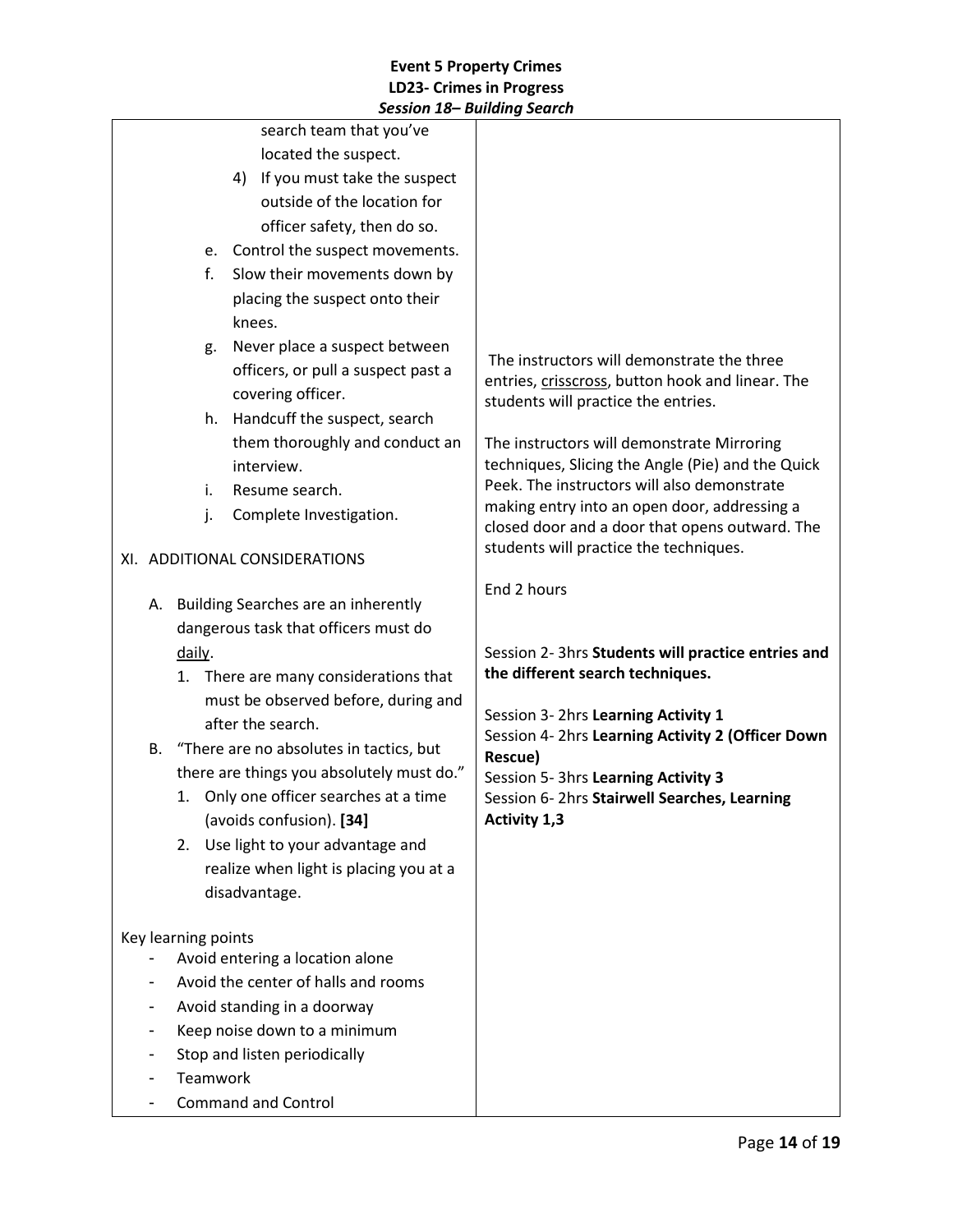| | |
|---|---|
| search team that you've located the suspect.<br>4) If you must take the suspect outside of the location for officer safety, then do so.<br>e. Control the suspect movements.<br>f. Slow their movements down by placing the suspect onto their knees.<br>g. Never place a suspect between officers, or pull a suspect past a covering officer.<br>h. Handcuff the suspect, search them thoroughly and conduct an interview.<br>i. Resume search.<br>j. Complete Investigation.<br><br>XI. ADDITIONAL CONSIDERATIONS<br><br>A. Building Searches are an inherently dangerous task that officers must do daily.<br>1. There are many considerations that must be observed before, during and after the search.<br>B. "There are no absolutes in tactics, but there are things you absolutely must do."<br>1. Only one officer searches at a time (avoids confusion). **[34]**<br>2. Use light to your advantage and realize when light is placing you at a disadvantage.<br><br>Key learning points<br>- Avoid entering a location alone<br>- Avoid the center of halls and rooms<br>- Avoid standing in a doorway<br>- Keep noise down to a minimum<br>- Stop and listen periodically<br>- Teamwork<br>- Command and Control | The instructors will demonstrate the three entries, crisscross, button hook and linear. The students will practice the entries.<br><br>The instructors will demonstrate Mirroring techniques, Slicing the Angle (Pie) and the Quick Peek. The instructors will also demonstrate making entry into an open door, addressing a closed door and a door that opens outward. The students will practice the techniques.<br><br>End 2 hours<br><br>Session 2- 3hrs **Students will practice entries and the different search techniques.**<br><br>Session 3- 2hrs **Learning Activity 1**<br>Session 4- 2hrs **Learning Activity 2 (Officer Down Rescue)**<br>Session 5- 3hrs **Learning Activity 3**<br>Session 6- 2hrs **Stairwell Searches, Learning Activity 1,3** |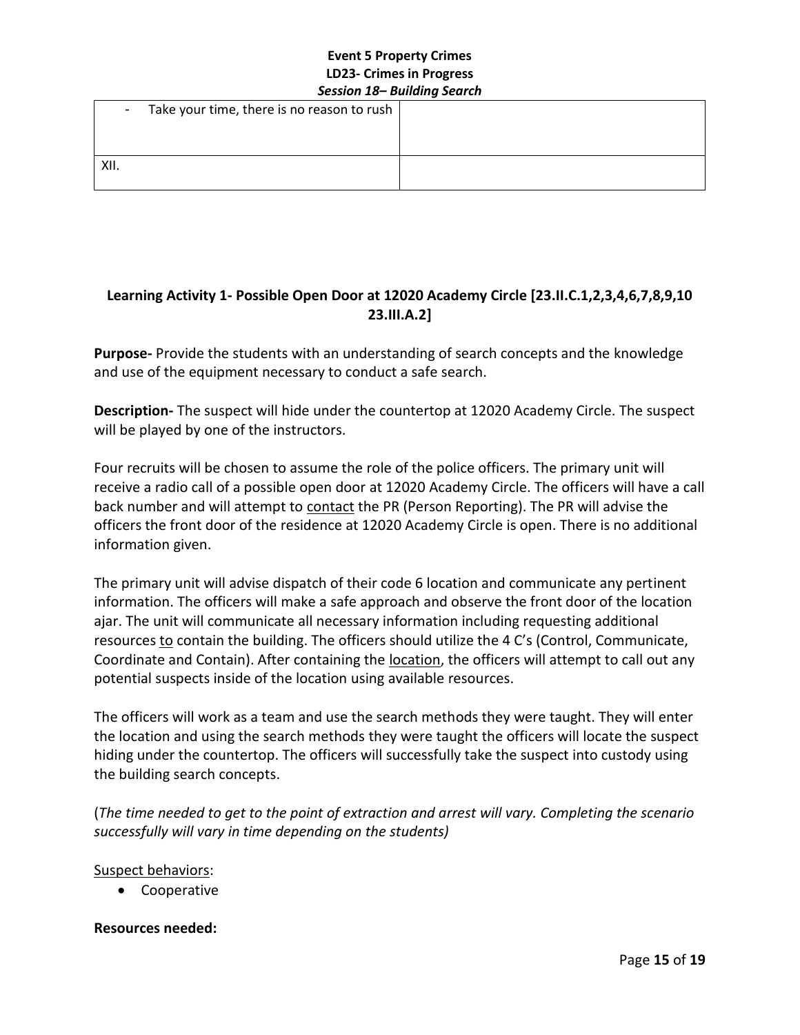| - Take your time, there is no reason to rush | |
|---|---|
| XII. | |

**Learning Activity 1- Possible Open Door at 12020 Academy Circle [23.II.C.1,2,3,4,6,7,8,9,10 23.III.A.2]**

**Purpose-** Provide the students with an understanding of search concepts and the knowledge and use of the equipment necessary to conduct a safe search.

**Description-** The suspect will hide under the countertop at 12020 Academy Circle. The suspect will be played by one of the instructors.

Four recruits will be chosen to assume the role of the police officers. The primary unit will receive a radio call of a possible open door at 12020 Academy Circle. The officers will have a call back number and will attempt to contact the PR (Person Reporting). The PR will advise the officers the front door of the residence at 12020 Academy Circle is open. There is no additional information given.

The primary unit will advise dispatch of their code 6 location and communicate any pertinent information. The officers will make a safe approach and observe the front door of the location ajar. The unit will communicate all necessary information including requesting additional resources to contain the building. The officers should utilize the 4 C's (Control, Communicate, Coordinate and Contain). After containing the location, the officers will attempt to call out any potential suspects inside of the location using available resources.

The officers will work as a team and use the search methods they were taught. They will enter the location and using the search methods they were taught the officers will locate the suspect hiding under the countertop. The officers will successfully take the suspect into custody using the building search concepts.

(*The time needed to get to the point of extraction and arrest will vary. Completing the scenario successfully will vary in time depending on the students)*

Suspect behaviors:

- Cooperative

**Resources needed:**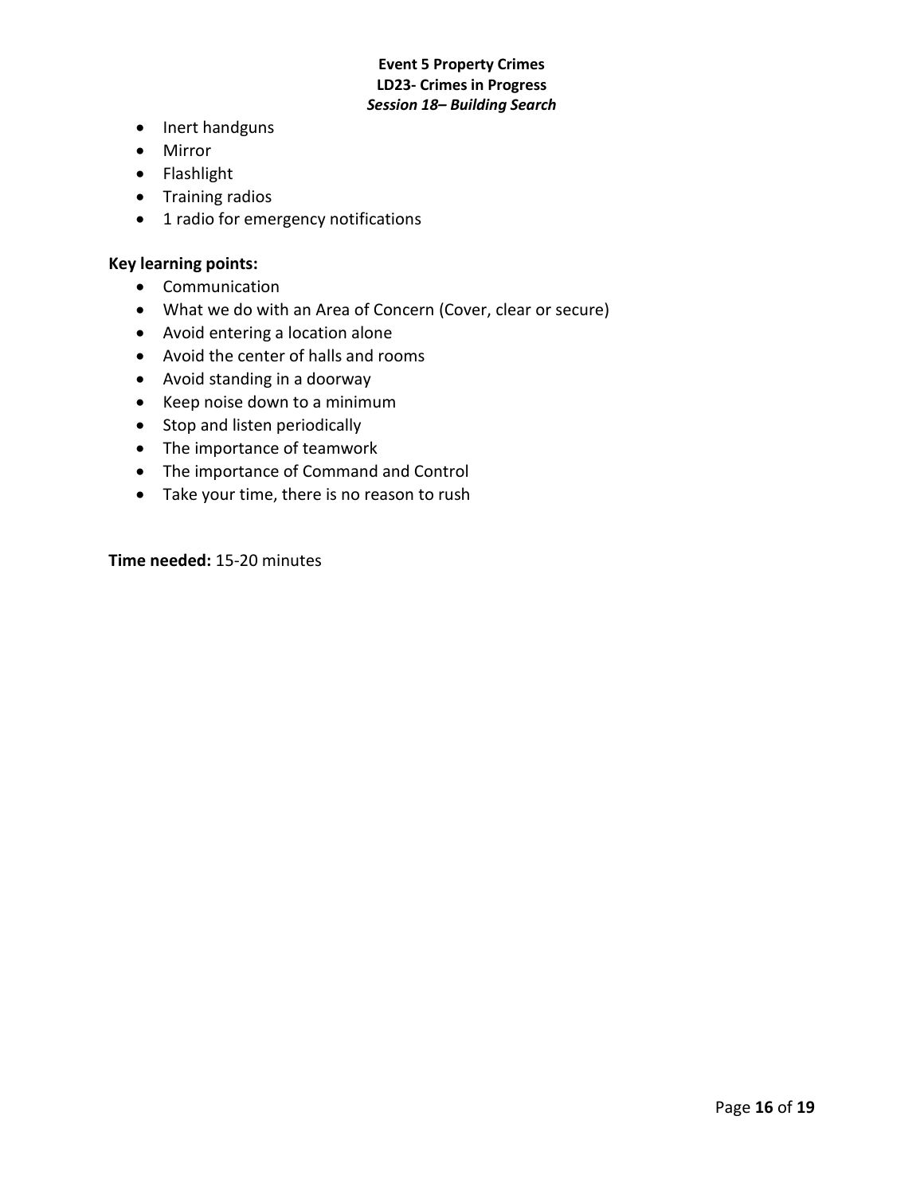- Inert handguns
- Mirror
- Flashlight
- Training radios
- 1 radio for emergency notifications

**Key learning points:**

- Communication
- What we do with an Area of Concern (Cover, clear or secure)
- Avoid entering a location alone
- Avoid the center of halls and rooms
- Avoid standing in a doorway
- Keep noise down to a minimum
- Stop and listen periodically
- The importance of teamwork
- The importance of Command and Control
- Take your time, there is no reason to rush

**Time needed:** 15-20 minutes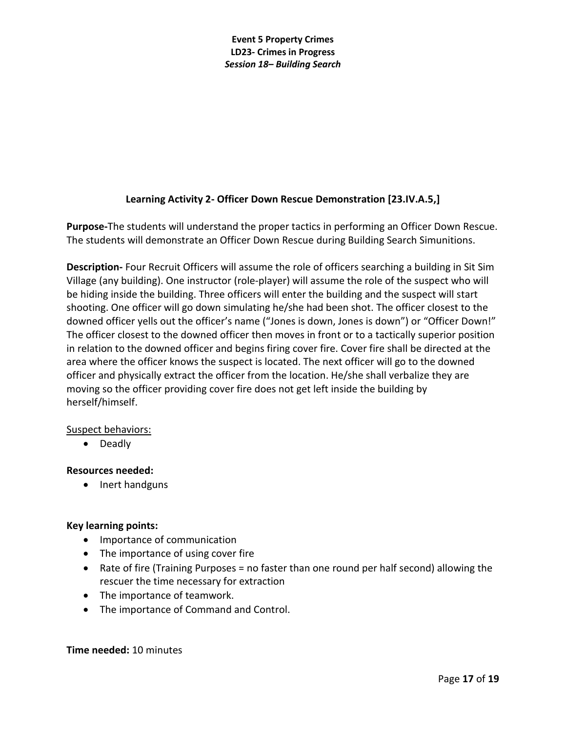## Learning Activity 2- Officer Down Rescue Demonstration [23.IV.A.5,]

**Purpose-**The students will understand the proper tactics in performing an Officer Down Rescue. The students will demonstrate an Officer Down Rescue during Building Search Simunitions.

**Description-** Four Recruit Officers will assume the role of officers searching a building in Sit Sim Village (any building). One instructor (role-player) will assume the role of the suspect who will be hiding inside the building. Three officers will enter the building and the suspect will start shooting. One officer will go down simulating he/she had been shot. The officer closest to the downed officer yells out the officer's name ("Jones is down, Jones is down") or "Officer Down!" The officer closest to the downed officer then moves in front or to a tactically superior position in relation to the downed officer and begins firing cover fire. Cover fire shall be directed at the area where the officer knows the suspect is located. The next officer will go to the downed officer and physically extract the officer from the location. He/she shall verbalize they are moving so the officer providing cover fire does not get left inside the building by herself/himself.

Suspect behaviors:

- Deadly

**Resources needed:**

- Inert handguns

**Key learning points:**

- Importance of communication
- The importance of using cover fire
- Rate of fire (Training Purposes = no faster than one round per half second) allowing the rescuer the time necessary for extraction
- The importance of teamwork.
- The importance of Command and Control.

**Time needed:** 10 minutes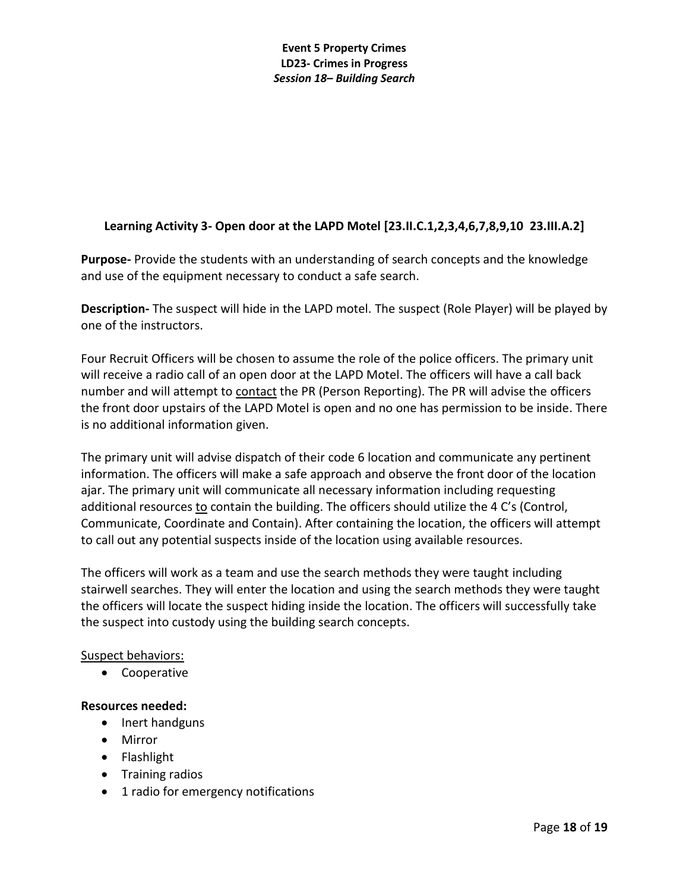### Learning Activity 3- Open door at the LAPD Motel [23.II.C.1,2,3,4,6,7,8,9,10 23.III.A.2]

**Purpose-** Provide the students with an understanding of search concepts and the knowledge and use of the equipment necessary to conduct a safe search.

**Description-** The suspect will hide in the LAPD motel. The suspect (Role Player) will be played by one of the instructors.

Four Recruit Officers will be chosen to assume the role of the police officers. The primary unit will receive a radio call of an open door at the LAPD Motel. The officers will have a call back number and will attempt to contact the PR (Person Reporting). The PR will advise the officers the front door upstairs of the LAPD Motel is open and no one has permission to be inside. There is no additional information given.

The primary unit will advise dispatch of their code 6 location and communicate any pertinent information. The officers will make a safe approach and observe the front door of the location ajar. The primary unit will communicate all necessary information including requesting additional resources to contain the building. The officers should utilize the 4 C's (Control, Communicate, Coordinate and Contain). After containing the location, the officers will attempt to call out any potential suspects inside of the location using available resources.

The officers will work as a team and use the search methods they were taught including stairwell searches. They will enter the location and using the search methods they were taught the officers will locate the suspect hiding inside the location. The officers will successfully take the suspect into custody using the building search concepts.

Suspect behaviors:

- Cooperative

**Resources needed:**

- Inert handguns
- Mirror
- Flashlight
- Training radios
- 1 radio for emergency notifications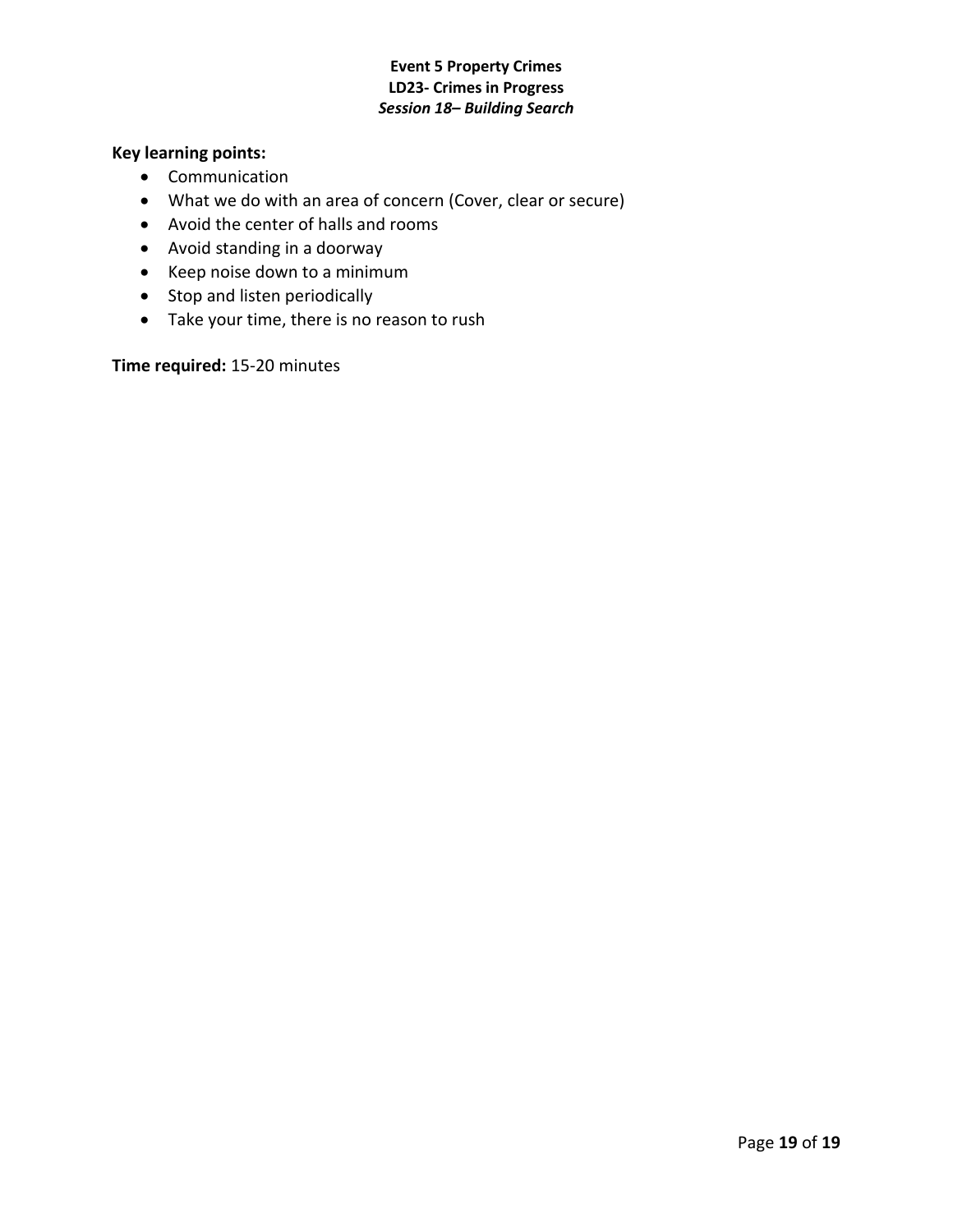**Event 5 Property Crimes**
**LD23- Crimes in Progress**
***Session 18– Building Search***

**Key learning points:**

- Communication
- What we do with an area of concern (Cover, clear or secure)
- Avoid the center of halls and rooms
- Avoid standing in a doorway
- Keep noise down to a minimum
- Stop and listen periodically
- Take your time, there is no reason to rush

**Time required:** 15-20 minutes